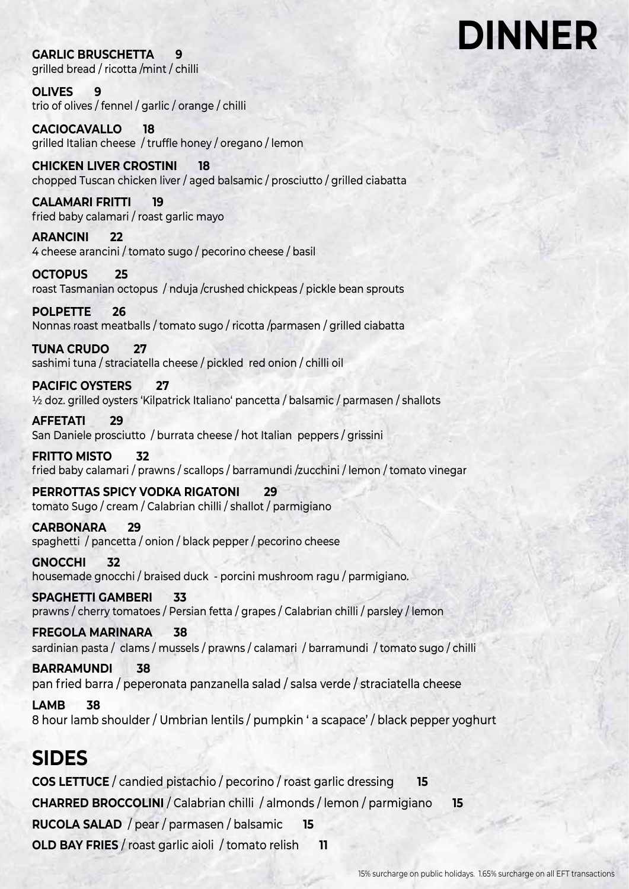# DINNER

**GARLIC BRUSCHETTA 9**
grilled bread / ricotta /mint / chilli

**OLIVES 9**
trio of olives / fennel / garlic / orange / chilli

**CACIOCAVALLO 18**
grilled Italian cheese / truffle honey / oregano / lemon

**CHICKEN LIVER CROSTINI 18**
chopped Tuscan chicken liver / aged balsamic / prosciutto / grilled ciabatta

**CALAMARI FRITTI 19**
fried baby calamari / roast garlic mayo

**ARANCINI 22**
4 cheese arancini / tomato sugo / pecorino cheese / basil

**OCTOPUS 25**
roast Tasmanian octopus / nduja /crushed chickpeas / pickle bean sprouts

**POLPETTE 26**
Nonnas roast meatballs / tomato sugo / ricotta /parmasen / grilled ciabatta

**TUNA CRUDO 27**
sashimi tuna / straciatella cheese / pickled red onion / chilli oil

**PACIFIC OYSTERS 27**
½ doz. grilled oysters 'Kilpatrick Italiano' pancetta / balsamic / parmasen / shallots

**AFFETATI 29**
San Daniele prosciutto / burrata cheese / hot Italian peppers / grissini

**FRITTO MISTO 32**
fried baby calamari / prawns / scallops / barramundi /zucchini / lemon / tomato vinegar

**PERROTTAS SPICY VODKA RIGATONI 29**
tomato Sugo / cream / Calabrian chilli / shallot / parmigiano

**CARBONARA 29**
spaghetti / pancetta / onion / black pepper / pecorino cheese

**GNOCCHI 32**
housemade gnocchi / braised duck - porcini mushroom ragu / parmigiano.

**SPAGHETTI GAMBERI 33**
prawns / cherry tomatoes / Persian fetta / grapes / Calabrian chilli / parsley / lemon

**FREGOLA MARINARA 38**
sardinian pasta / clams / mussels / prawns / calamari / barramundi / tomato sugo / chilli

**BARRAMUNDI 38**
pan fried barra / peperonata panzanella salad / salsa verde / straciatella cheese

**LAMB 38**
8 hour lamb shoulder / Umbrian lentils / pumpkin ' a scapace' / black pepper yoghurt

## SIDES

**COS LETTUCE** / candied pistachio / pecorino / roast garlic dressing **15**

**CHARRED BROCCOLINI** / Calabrian chilli / almonds / lemon / parmigiano **15**

**RUCOLA SALAD** / pear / parmasen / balsamic **15**

**OLD BAY FRIES** / roast garlic aioli / tomato relish **11**

15% surcharge on public holidays. 1.65% surcharge on all EFT transactions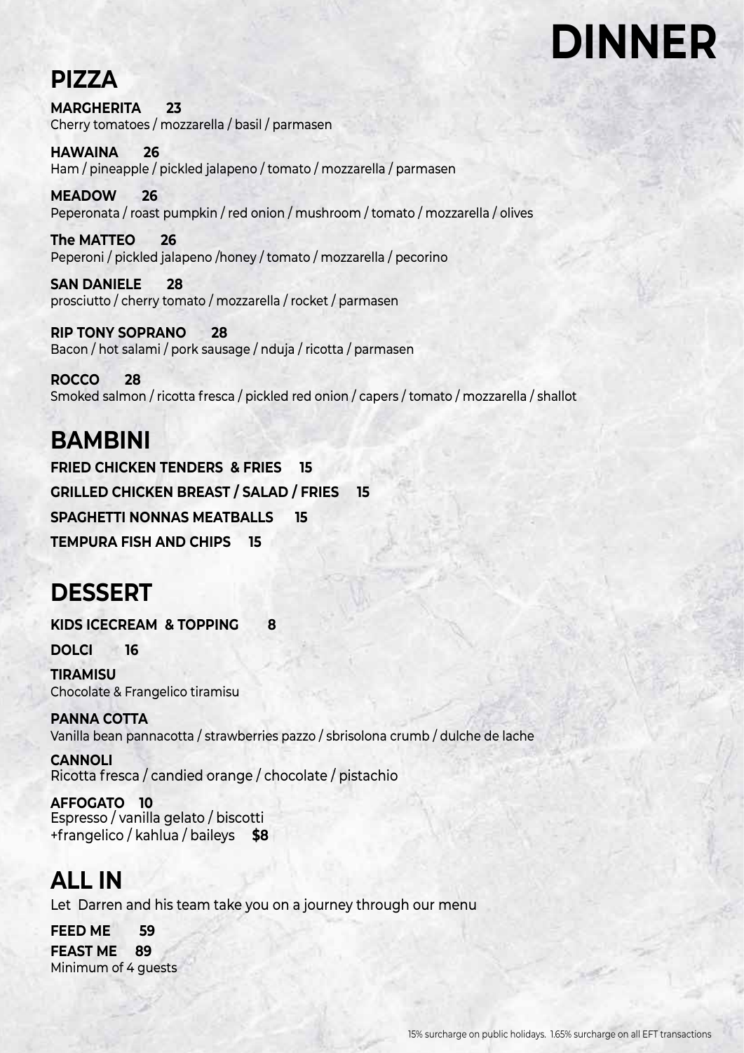# DINNER

## PIZZA

**MARGHERITA 23**
Cherry tomatoes / mozzarella / basil / parmasen

**HAWAINA 26**
Ham / pineapple / pickled jalapeno / tomato / mozzarella / parmasen

**MEADOW 26**
Peperonata / roast pumpkin / red onion / mushroom / tomato / mozzarella / olives

**The MATTEO 26**
Peperoni / pickled jalapeno /honey / tomato / mozzarella / pecorino

**SAN DANIELE 28**
prosciutto / cherry tomato / mozzarella / rocket / parmasen

**RIP TONY SOPRANO 28**
Bacon / hot salami / pork sausage / nduja / ricotta / parmasen

**ROCCO 28**
Smoked salmon / ricotta fresca / pickled red onion / capers / tomato / mozzarella / shallot

## BAMBINI

**FRIED CHICKEN TENDERS & FRIES 15**

**GRILLED CHICKEN BREAST / SALAD / FRIES 15**

**SPAGHETTI NONNAS MEATBALLS 15**

**TEMPURA FISH AND CHIPS 15**

## DESSERT

**KIDS ICECREAM & TOPPING 8**

**DOLCI 16**

**TIRAMISU**
Chocolate & Frangelico tiramisu

**PANNA COTTA**
Vanilla bean pannacotta / strawberries pazzo / sbrisolona crumb / dulche de lache

**CANNOLI**
Ricotta fresca / candied orange / chocolate / pistachio

**AFFOGATO 10**
Espresso / vanilla gelato / biscotti
+frangelico / kahlua / baileys **$8**

## ALL IN

Let Darren and his team take you on a journey through our menu

**FEED ME 59**

**FEAST ME 89**
Minimum of 4 guests

15% surcharge on public holidays. 1.65% surcharge on all EFT transactions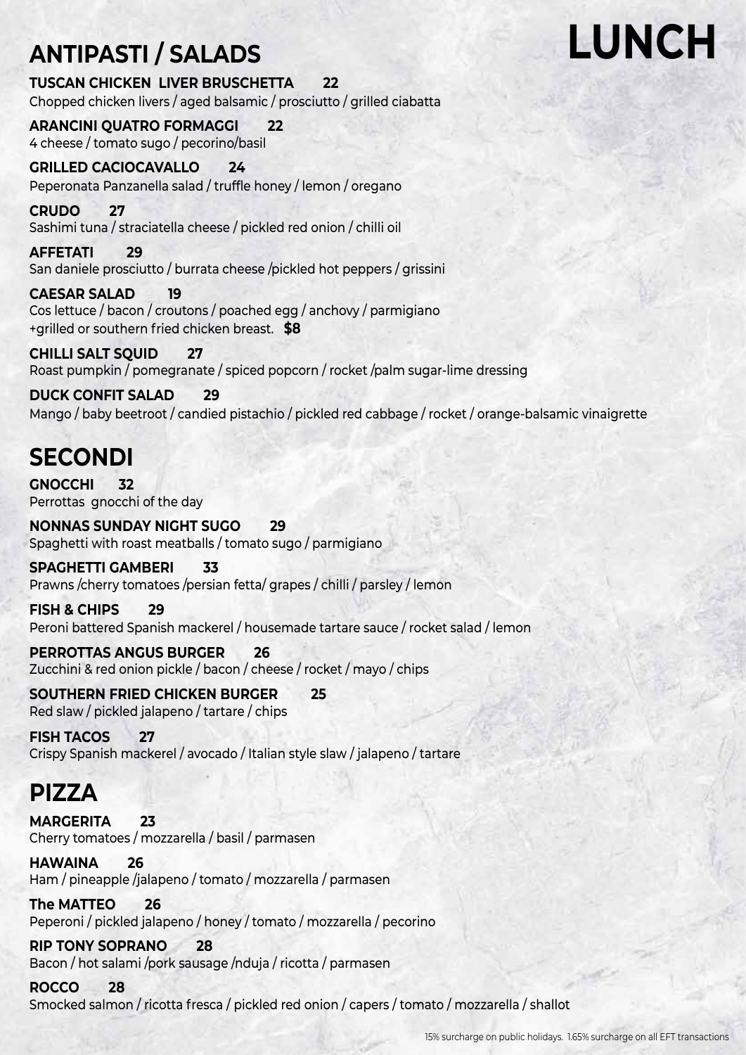# LUNCH

## ANTIPASTI / SALADS

**TUSCAN CHICKEN LIVER BRUSCHETTA 22**
Chopped chicken livers / aged balsamic / prosciutto / grilled ciabatta

**ARANCINI QUATRO FORMAGGI 22**
4 cheese / tomato sugo / pecorino/basil

**GRILLED CACIOCAVALLO 24**
Peperonata Panzanella salad / truffle honey / lemon / oregano

**CRUDO 27**
Sashimi tuna / straciatella cheese / pickled red onion / chilli oil

**AFFETATI 29**
San daniele prosciutto / burrata cheese /pickled hot peppers / grissini

**CAESAR SALAD 19**
Cos lettuce / bacon / croutons / poached egg / anchovy / parmigiano
+grilled or southern fried chicken breast. **$8**

**CHILLI SALT SQUID 27**
Roast pumpkin / pomegranate / spiced popcorn / rocket /palm sugar-lime dressing

**DUCK CONFIT SALAD 29**
Mango / baby beetroot / candied pistachio / pickled red cabbage / rocket / orange-balsamic vinaigrette

## SECONDI

**GNOCCHI 32**
Perrottas gnocchi of the day

**NONNAS SUNDAY NIGHT SUGO 29**
Spaghetti with roast meatballs / tomato sugo / parmigiano

**SPAGHETTI GAMBERI 33**
Prawns /cherry tomatoes /persian fetta/ grapes / chilli / parsley / lemon

**FISH & CHIPS 29**
Peroni battered Spanish mackerel / housemade tartare sauce / rocket salad / lemon

**PERROTTAS ANGUS BURGER 26**
Zucchini & red onion pickle / bacon / cheese / rocket / mayo / chips

**SOUTHERN FRIED CHICKEN BURGER 25**
Red slaw / pickled jalapeno / tartare / chips

**FISH TACOS 27**
Crispy Spanish mackerel / avocado / Italian style slaw / jalapeno / tartare

## PIZZA

**MARGERITA 23**
Cherry tomatoes / mozzarella / basil / parmasen

**HAWAINA 26**
Ham / pineapple /jalapeno / tomato / mozzarella / parmasen

**The MATTEO 26**
Peperoni / pickled jalapeno / honey / tomato / mozzarella / pecorino

**RIP TONY SOPRANO 28**
Bacon / hot salami /pork sausage /nduja / ricotta / parmasen

**ROCCO 28**
Smocked salmon / ricotta fresca / pickled red onion / capers / tomato / mozzarella / shallot

15% surcharge on public holidays. 1.65% surcharge on all EFT transactions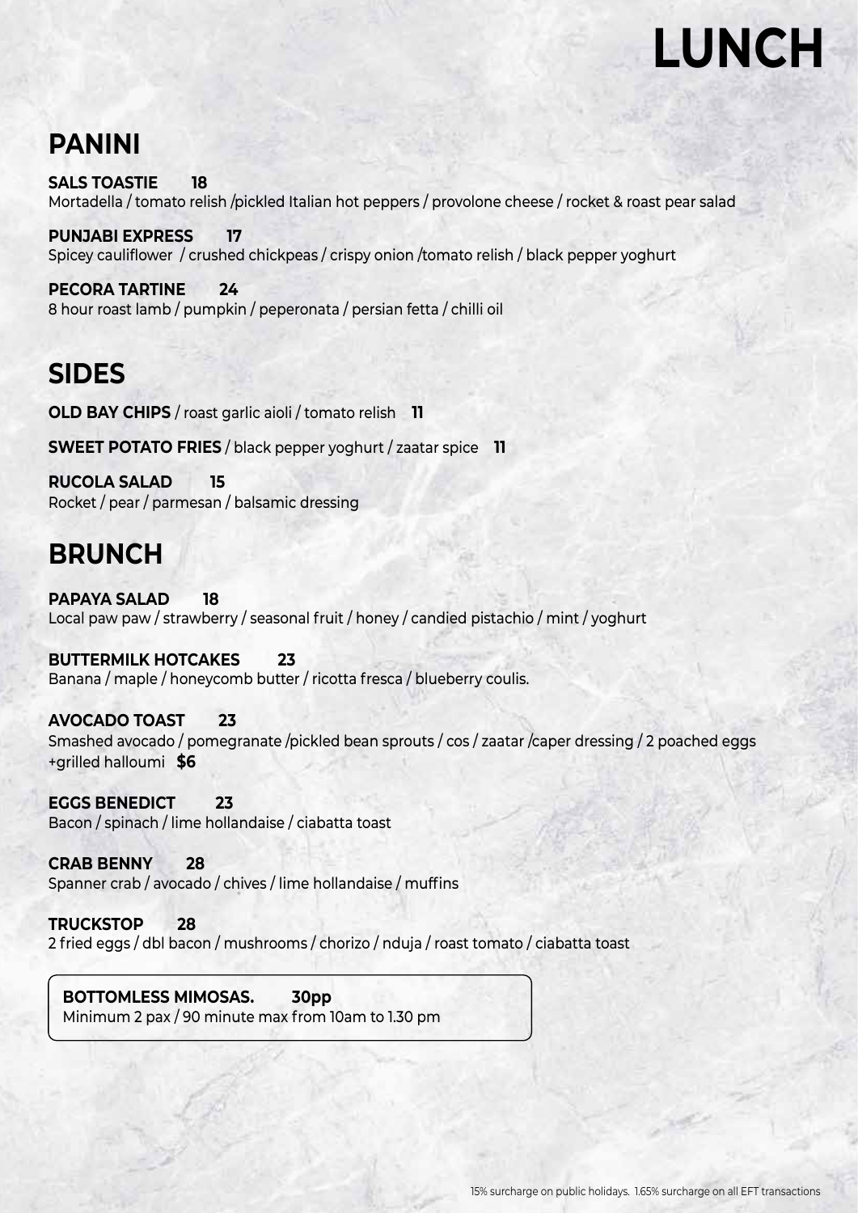# LUNCH

## PANINI

**SALS TOASTIE 18**
Mortadella / tomato relish /pickled Italian hot peppers / provolone cheese / rocket & roast pear salad

**PUNJABI EXPRESS 17**
Spicey cauliflower / crushed chickpeas / crispy onion /tomato relish / black pepper yoghurt

**PECORA TARTINE 24**
8 hour roast lamb / pumpkin / peperonata / persian fetta / chilli oil

## SIDES

**OLD BAY CHIPS** / roast garlic aioli / tomato relish **11**

**SWEET POTATO FRIES** / black pepper yoghurt / zaatar spice **11**

**RUCOLA SALAD 15**
Rocket / pear / parmesan / balsamic dressing

## BRUNCH

**PAPAYA SALAD 18**
Local paw paw / strawberry / seasonal fruit / honey / candied pistachio / mint / yoghurt

**BUTTERMILK HOTCAKES 23**
Banana / maple / honeycomb butter / ricotta fresca / blueberry coulis.

**AVOCADO TOAST 23**
Smashed avocado / pomegranate /pickled bean sprouts / cos / zaatar /caper dressing / 2 poached eggs
+grilled halloumi **$6**

**EGGS BENEDICT 23**
Bacon / spinach / lime hollandaise / ciabatta toast

**CRAB BENNY 28**
Spanner crab / avocado / chives / lime hollandaise / muffins

**TRUCKSTOP 28**
2 fried eggs / dbl bacon / mushrooms / chorizo / nduja / roast tomato / ciabatta toast

**BOTTOMLESS MIMOSAS. 30pp**
Minimum 2 pax / 90 minute max from 10am to 1.30 pm

15% surcharge on public holidays. 1.65% surcharge on all EFT transactions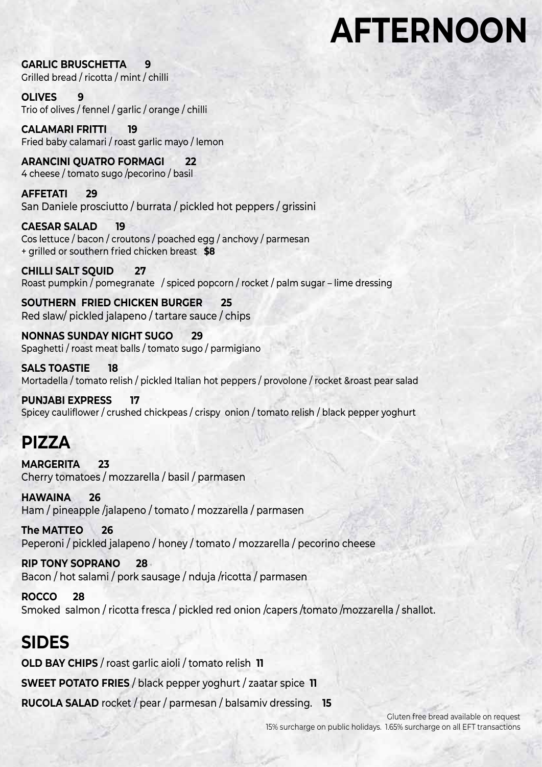# AFTERNOON

**GARLIC BRUSCHETTA 9**
Grilled bread / ricotta / mint / chilli

**OLIVES 9**
Trio of olives / fennel / garlic / orange / chilli

**CALAMARI FRITTI 19**
Fried baby calamari / roast garlic mayo / lemon

**ARANCINI QUATRO FORMAGI 22**
4 cheese / tomato sugo /pecorino / basil

**AFFETATI 29**
San Daniele prosciutto / burrata / pickled hot peppers / grissini

**CAESAR SALAD 19**
Cos lettuce / bacon / croutons / poached egg / anchovy / parmesan
+ grilled or southern fried chicken breast **$8**

**CHILLI SALT SQUID 27**
Roast pumpkin / pomegranate / spiced popcorn / rocket / palm sugar – lime dressing

**SOUTHERN FRIED CHICKEN BURGER 25**
Red slaw/ pickled jalapeno / tartare sauce / chips

**NONNAS SUNDAY NIGHT SUGO 29**
Spaghetti / roast meat balls / tomato sugo / parmigiano

**SALS TOASTIE 18**
Mortadella / tomato relish / pickled Italian hot peppers / provolone / rocket &roast pear salad

**PUNJABI EXPRESS 17**
Spicey cauliflower / crushed chickpeas / crispy onion / tomato relish / black pepper yoghurt

## PIZZA

**MARGERITA 23**
Cherry tomatoes / mozzarella / basil / parmasen

**HAWAINA 26**
Ham / pineapple /jalapeno / tomato / mozzarella / parmasen

**The MATTEO 26**
Peperoni / pickled jalapeno / honey / tomato / mozzarella / pecorino cheese

**RIP TONY SOPRANO 28**
Bacon / hot salami / pork sausage / nduja /ricotta / parmasen

**ROCCO 28**
Smoked salmon / ricotta fresca / pickled red onion /capers /tomato /mozzarella / shallot.

## SIDES

**OLD BAY CHIPS** / roast garlic aioli / tomato relish **11**

**SWEET POTATO FRIES** / black pepper yoghurt / zaatar spice **11**

**RUCOLA SALAD** rocket / pear / parmesan / balsamiv dressing. **15**

Gluten free bread available on request
15% surcharge on public holidays. 1.65% surcharge on all EFT transactions